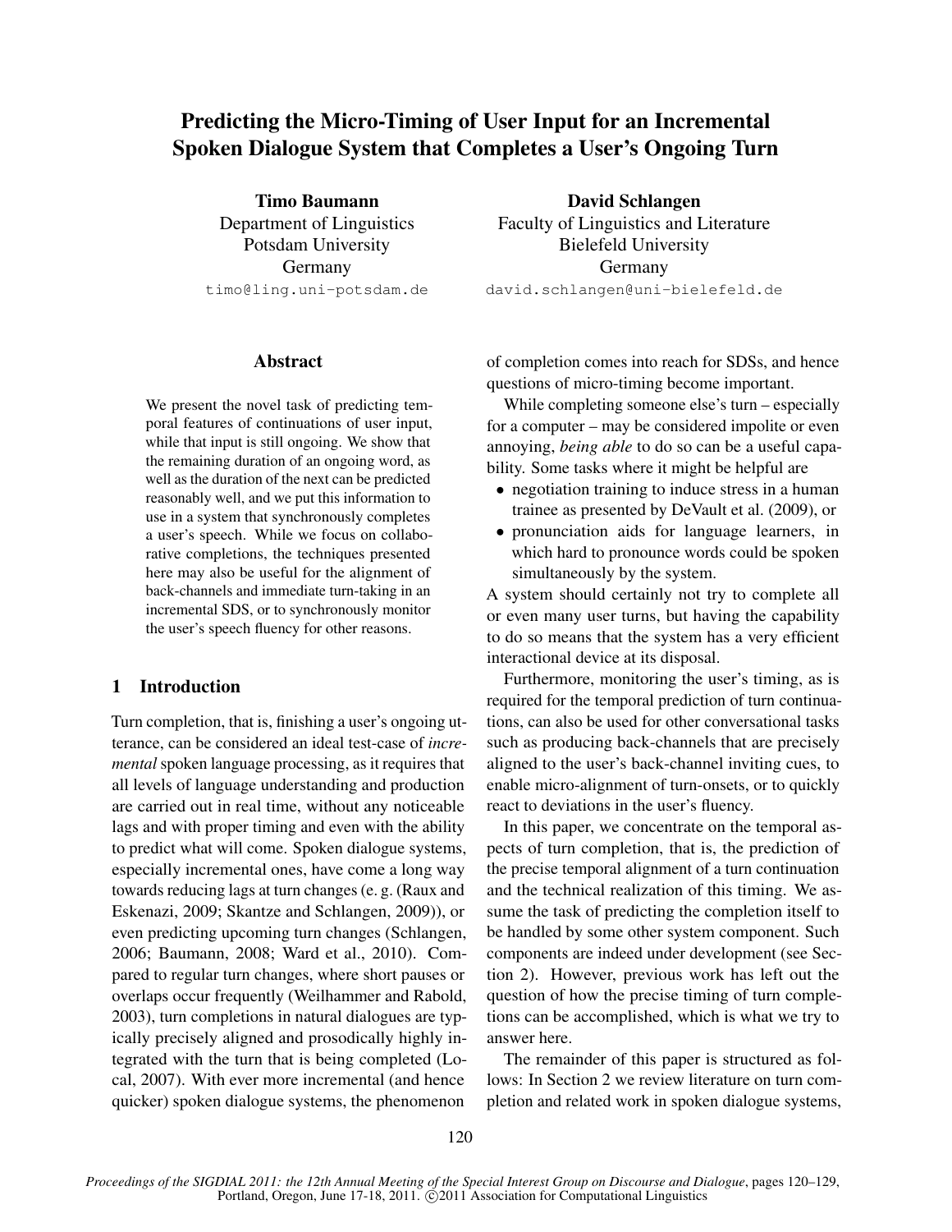# Predicting the Micro-Timing of User Input for an Incremental Spoken Dialogue System that Completes a User's Ongoing Turn

**Timo Baumann**
Department of Linguistics
Potsdam University
Germany
timo@ling.uni-potsdam.de

**David Schlangen**
Faculty of Linguistics and Literature
Bielefeld University
Germany
david.schlangen@uni-bielefeld.de

## Abstract

We present the novel task of predicting temporal features of continuations of user input, while that input is still ongoing. We show that the remaining duration of an ongoing word, as well as the duration of the next can be predicted reasonably well, and we put this information to use in a system that synchronously completes a user's speech. While we focus on collaborative completions, the techniques presented here may also be useful for the alignment of back-channels and immediate turn-taking in an incremental SDS, or to synchronously monitor the user's speech fluency for other reasons.

## 1 Introduction

Turn completion, that is, finishing a user's ongoing utterance, can be considered an ideal test-case of *incremental* spoken language processing, as it requires that all levels of language understanding and production are carried out in real time, without any noticeable lags and with proper timing and even with the ability to predict what will come. Spoken dialogue systems, especially incremental ones, have come a long way towards reducing lags at turn changes (e. g. (Raux and Eskenazi, 2009; Skantze and Schlangen, 2009)), or even predicting upcoming turn changes (Schlangen, 2006; Baumann, 2008; Ward et al., 2010). Compared to regular turn changes, where short pauses or overlaps occur frequently (Weilhammer and Rabold, 2003), turn completions in natural dialogues are typically precisely aligned and prosodically highly integrated with the turn that is being completed (Local, 2007). With ever more incremental (and hence quicker) spoken dialogue systems, the phenomenon of completion comes into reach for SDSs, and hence questions of micro-timing become important.

While completing someone else's turn – especially for a computer – may be considered impolite or even annoying, *being able* to do so can be a useful capability. Some tasks where it might be helpful are

- negotiation training to induce stress in a human trainee as presented by DeVault et al. (2009), or
- pronunciation aids for language learners, in which hard to pronounce words could be spoken simultaneously by the system.

A system should certainly not try to complete all or even many user turns, but having the capability to do so means that the system has a very efficient interactional device at its disposal.

Furthermore, monitoring the user's timing, as is required for the temporal prediction of turn continuations, can also be used for other conversational tasks such as producing back-channels that are precisely aligned to the user's back-channel inviting cues, to enable micro-alignment of turn-onsets, or to quickly react to deviations in the user's fluency.

In this paper, we concentrate on the temporal aspects of turn completion, that is, the prediction of the precise temporal alignment of a turn continuation and the technical realization of this timing. We assume the task of predicting the completion itself to be handled by some other system component. Such components are indeed under development (see Section 2). However, previous work has left out the question of how the precise timing of turn completions can be accomplished, which is what we try to answer here.

The remainder of this paper is structured as follows: In Section 2 we review literature on turn completion and related work in spoken dialogue systems,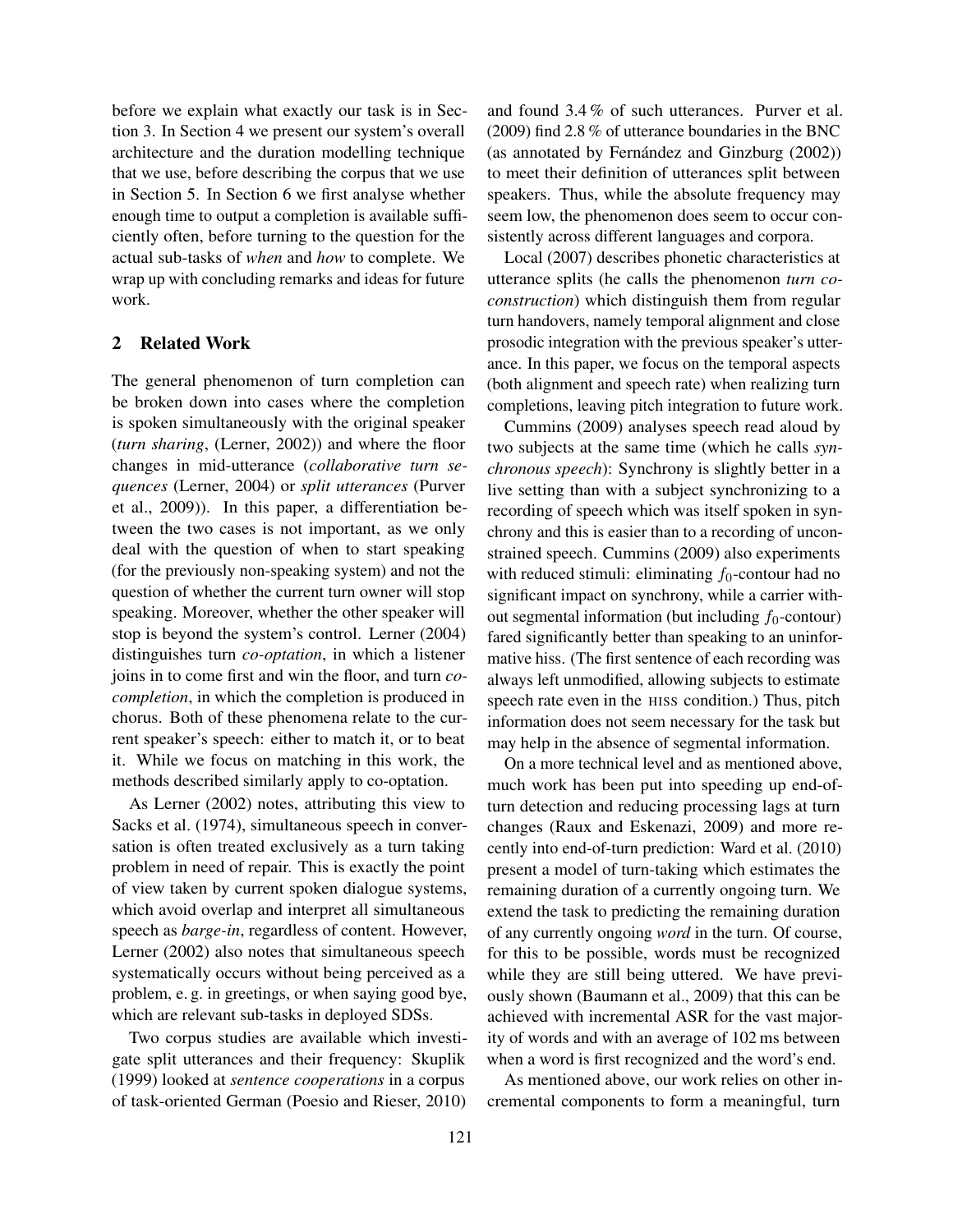before we explain what exactly our task is in Section 3. In Section 4 we present our system's overall architecture and the duration modelling technique that we use, before describing the corpus that we use in Section 5. In Section 6 we first analyse whether enough time to output a completion is available sufficiently often, before turning to the question for the actual sub-tasks of *when* and *how* to complete. We wrap up with concluding remarks and ideas for future work.

## 2 Related Work

The general phenomenon of turn completion can be broken down into cases where the completion is spoken simultaneously with the original speaker (*turn sharing*, (Lerner, 2002)) and where the floor changes in mid-utterance (*collaborative turn sequences* (Lerner, 2004) or *split utterances* (Purver et al., 2009)). In this paper, a differentiation between the two cases is not important, as we only deal with the question of when to start speaking (for the previously non-speaking system) and not the question of whether the current turn owner will stop speaking. Moreover, whether the other speaker will stop is beyond the system's control. Lerner (2004) distinguishes turn *co-optation*, in which a listener joins in to come first and win the floor, and turn *co-completion*, in which the completion is produced in chorus. Both of these phenomena relate to the current speaker's speech: either to match it, or to beat it. While we focus on matching in this work, the methods described similarly apply to co-optation.

As Lerner (2002) notes, attributing this view to Sacks et al. (1974), simultaneous speech in conversation is often treated exclusively as a turn taking problem in need of repair. This is exactly the point of view taken by current spoken dialogue systems, which avoid overlap and interpret all simultaneous speech as *barge-in*, regardless of content. However, Lerner (2002) also notes that simultaneous speech systematically occurs without being perceived as a problem, e. g. in greetings, or when saying good bye, which are relevant sub-tasks in deployed SDSs.

Two corpus studies are available which investigate split utterances and their frequency: Skuplik (1999) looked at *sentence cooperations* in a corpus of task-oriented German (Poesio and Rieser, 2010) and found 3.4 % of such utterances. Purver et al. (2009) find 2.8 % of utterance boundaries in the BNC (as annotated by Fernández and Ginzburg (2002)) to meet their definition of utterances split between speakers. Thus, while the absolute frequency may seem low, the phenomenon does seem to occur consistently across different languages and corpora.

Local (2007) describes phonetic characteristics at utterance splits (he calls the phenomenon *turn co-construction*) which distinguish them from regular turn handovers, namely temporal alignment and close prosodic integration with the previous speaker's utterance. In this paper, we focus on the temporal aspects (both alignment and speech rate) when realizing turn completions, leaving pitch integration to future work.

Cummins (2009) analyses speech read aloud by two subjects at the same time (which he calls *synchronous speech*): Synchrony is slightly better in a live setting than with a subject synchronizing to a recording of speech which was itself spoken in synchrony and this is easier than to a recording of unconstrained speech. Cummins (2009) also experiments with reduced stimuli: eliminating $f_0$-contour had no significant impact on synchrony, while a carrier without segmental information (but including $f_0$-contour) fared significantly better than speaking to an uninformative hiss. (The first sentence of each recording was always left unmodified, allowing subjects to estimate speech rate even in the HISS condition.) Thus, pitch information does not seem necessary for the task but may help in the absence of segmental information.

On a more technical level and as mentioned above, much work has been put into speeding up end-of-turn detection and reducing processing lags at turn changes (Raux and Eskenazi, 2009) and more recently into end-of-turn prediction: Ward et al. (2010) present a model of turn-taking which estimates the remaining duration of a currently ongoing turn. We extend the task to predicting the remaining duration of any currently ongoing *word* in the turn. Of course, for this to be possible, words must be recognized while they are still being uttered. We have previously shown (Baumann et al., 2009) that this can be achieved with incremental ASR for the vast majority of words and with an average of 102 ms between when a word is first recognized and the word's end.

As mentioned above, our work relies on other incremental components to form a meaningful, turn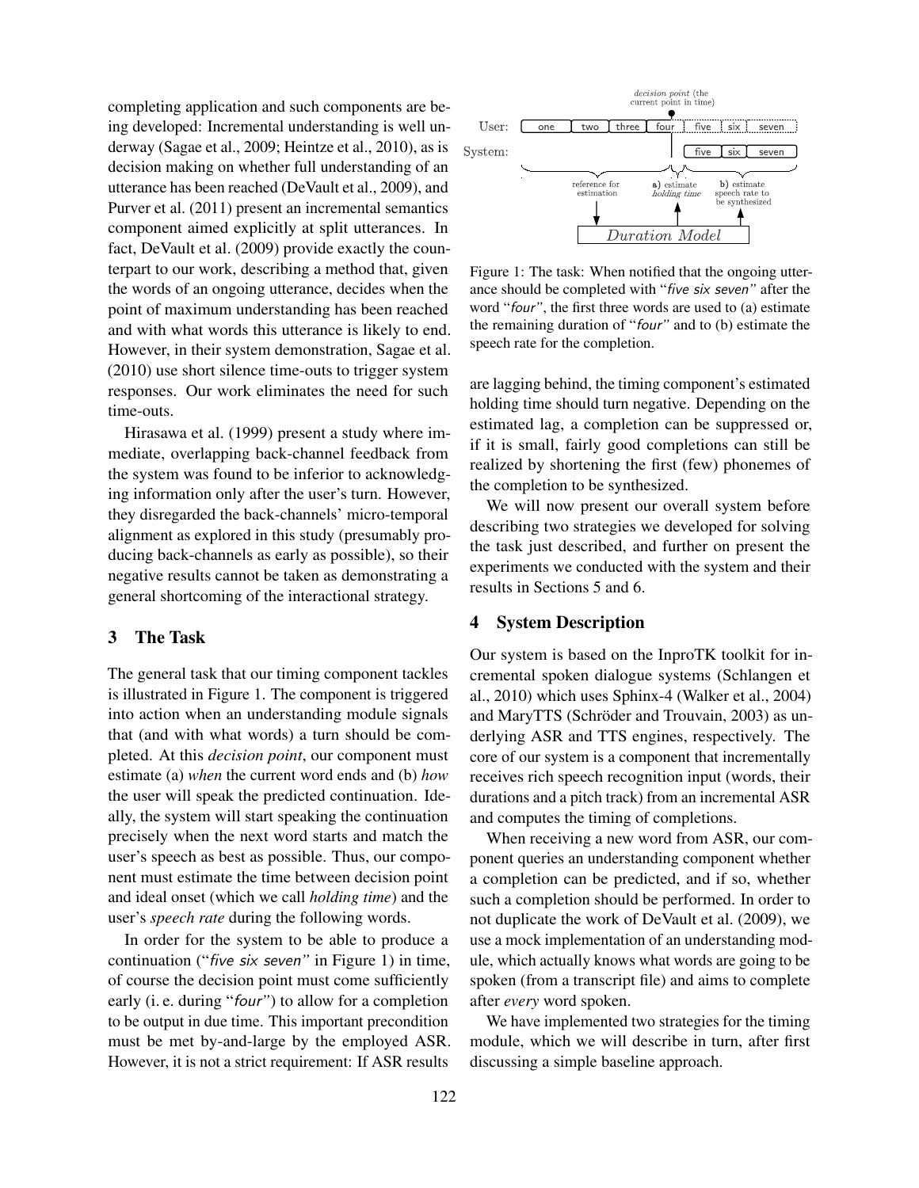completing application and such components are being developed: Incremental understanding is well underway (Sagae et al., 2009; Heintze et al., 2010), as is decision making on whether full understanding of an utterance has been reached (DeVault et al., 2009), and Purver et al. (2011) present an incremental semantics component aimed explicitly at split utterances. In fact, DeVault et al. (2009) provide exactly the counterpart to our work, describing a method that, given the words of an ongoing utterance, decides when the point of maximum understanding has been reached and with what words this utterance is likely to end. However, in their system demonstration, Sagae et al. (2010) use short silence time-outs to trigger system responses. Our work eliminates the need for such time-outs.

Hirasawa et al. (1999) present a study where immediate, overlapping back-channel feedback from the system was found to be inferior to acknowledging information only after the user's turn. However, they disregarded the back-channels' micro-temporal alignment as explored in this study (presumably producing back-channels as early as possible), so their negative results cannot be taken as demonstrating a general shortcoming of the interactional strategy.

## 3 The Task

The general task that our timing component tackles is illustrated in Figure 1. The component is triggered into action when an understanding module signals that (and with what words) a turn should be completed. At this *decision point*, our component must estimate (a) *when* the current word ends and (b) *how* the user will speak the predicted continuation. Ideally, the system will start speaking the continuation precisely when the next word starts and match the user's speech as best as possible. Thus, our component must estimate the time between decision point and ideal onset (which we call *holding time*) and the user's *speech rate* during the following words.

In order for the system to be able to produce a continuation ("*five six seven*" in Figure 1) in time, of course the decision point must come sufficiently early (i. e. during "*four*") to allow for a completion to be output in due time. This important precondition must be met by-and-large by the employed ASR. However, it is not a strict requirement: If ASR results are lagging behind, the timing component's estimated holding time should turn negative. Depending on the estimated lag, a completion can be suppressed or, if it is small, fairly good completions can still be realized by shortening the first (few) phonemes of the completion to be synthesized.

Figure 1: The task: When notified that the ongoing utterance should be completed with "*five six seven*" after the word "*four*", the first three words are used to (a) estimate the remaining duration of "*four*" and to (b) estimate the speech rate for the completion.

We will now present our overall system before describing two strategies we developed for solving the task just described, and further on present the experiments we conducted with the system and their results in Sections 5 and 6.

## 4 System Description

Our system is based on the InproTK toolkit for incremental spoken dialogue systems (Schlangen et al., 2010) which uses Sphinx-4 (Walker et al., 2004) and MaryTTS (Schröder and Trouvain, 2003) as underlying ASR and TTS engines, respectively. The core of our system is a component that incrementally receives rich speech recognition input (words, their durations and a pitch track) from an incremental ASR and computes the timing of completions.

When receiving a new word from ASR, our component queries an understanding component whether a completion can be predicted, and if so, whether such a completion should be performed. In order to not duplicate the work of DeVault et al. (2009), we use a mock implementation of an understanding module, which actually knows what words are going to be spoken (from a transcript file) and aims to complete after *every* word spoken.

We have implemented two strategies for the timing module, which we will describe in turn, after first discussing a simple baseline approach.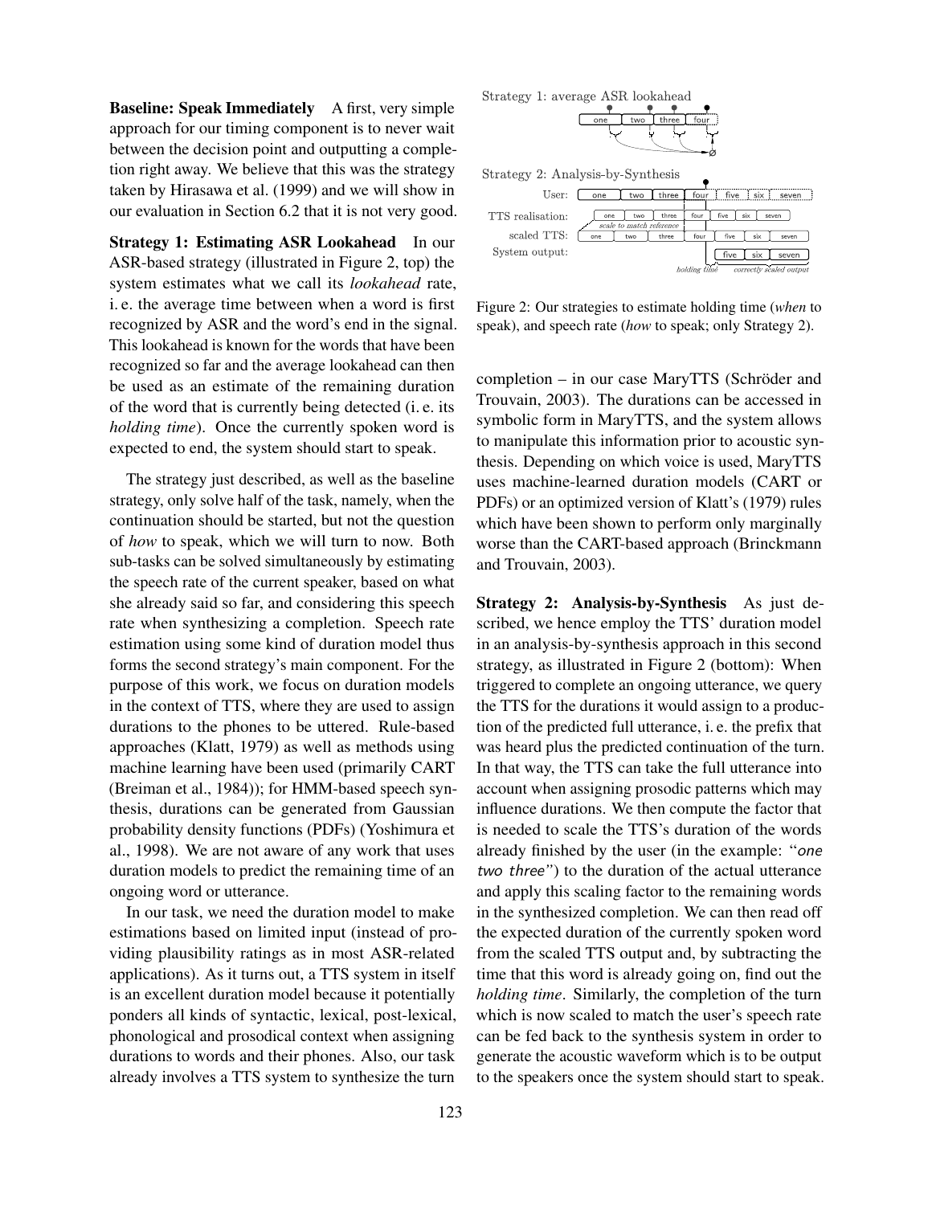**Baseline: Speak Immediately** A first, very simple approach for our timing component is to never wait between the decision point and outputting a completion right away. We believe that this was the strategy taken by Hirasawa et al. (1999) and we will show in our evaluation in Section 6.2 that it is not very good.

**Strategy 1: Estimating ASR Lookahead** In our ASR-based strategy (illustrated in Figure 2, top) the system estimates what we call its *lookahead* rate, i. e. the average time between when a word is first recognized by ASR and the word's end in the signal. This lookahead is known for the words that have been recognized so far and the average lookahead can then be used as an estimate of the remaining duration of the word that is currently being detected (i. e. its *holding time*). Once the currently spoken word is expected to end, the system should start to speak.

The strategy just described, as well as the baseline strategy, only solve half of the task, namely, when the continuation should be started, but not the question of *how* to speak, which we will turn to now. Both sub-tasks can be solved simultaneously by estimating the speech rate of the current speaker, based on what she already said so far, and considering this speech rate when synthesizing a completion. Speech rate estimation using some kind of duration model thus forms the second strategy's main component. For the purpose of this work, we focus on duration models in the context of TTS, where they are used to assign durations to the phones to be uttered. Rule-based approaches (Klatt, 1979) as well as methods using machine learning have been used (primarily CART (Breiman et al., 1984)); for HMM-based speech synthesis, durations can be generated from Gaussian probability density functions (PDFs) (Yoshimura et al., 1998). We are not aware of any work that uses duration models to predict the remaining time of an ongoing word or utterance.

In our task, we need the duration model to make estimations based on limited input (instead of providing plausibility ratings as in most ASR-related applications). As it turns out, a TTS system in itself is an excellent duration model because it potentially ponders all kinds of syntactic, lexical, post-lexical, phonological and prosodical context when assigning durations to words and their phones. Also, our task already involves a TTS system to synthesize the turn completion – in our case MaryTTS (Schröder and Trouvain, 2003). The durations can be accessed in symbolic form in MaryTTS, and the system allows to manipulate this information prior to acoustic synthesis. Depending on which voice is used, MaryTTS uses machine-learned duration models (CART or PDFs) or an optimized version of Klatt's (1979) rules which have been shown to perform only marginally worse than the CART-based approach (Brinckmann and Trouvain, 2003).

Figure 2: Our strategies to estimate holding time (*when* to speak), and speech rate (*how* to speak; only Strategy 2).

**Strategy 2: Analysis-by-Synthesis** As just described, we hence employ the TTS' duration model in an analysis-by-synthesis approach in this second strategy, as illustrated in Figure 2 (bottom): When triggered to complete an ongoing utterance, we query the TTS for the durations it would assign to a production of the predicted full utterance, i. e. the prefix that was heard plus the predicted continuation of the turn. In that way, the TTS can take the full utterance into account when assigning prosodic patterns which may influence durations. We then compute the factor that is needed to scale the TTS's duration of the words already finished by the user (in the example: "*one two three*") to the duration of the actual utterance and apply this scaling factor to the remaining words in the synthesized completion. We can then read off the expected duration of the currently spoken word from the scaled TTS output and, by subtracting the time that this word is already going on, find out the *holding time*. Similarly, the completion of the turn which is now scaled to match the user's speech rate can be fed back to the synthesis system in order to generate the acoustic waveform which is to be output to the speakers once the system should start to speak.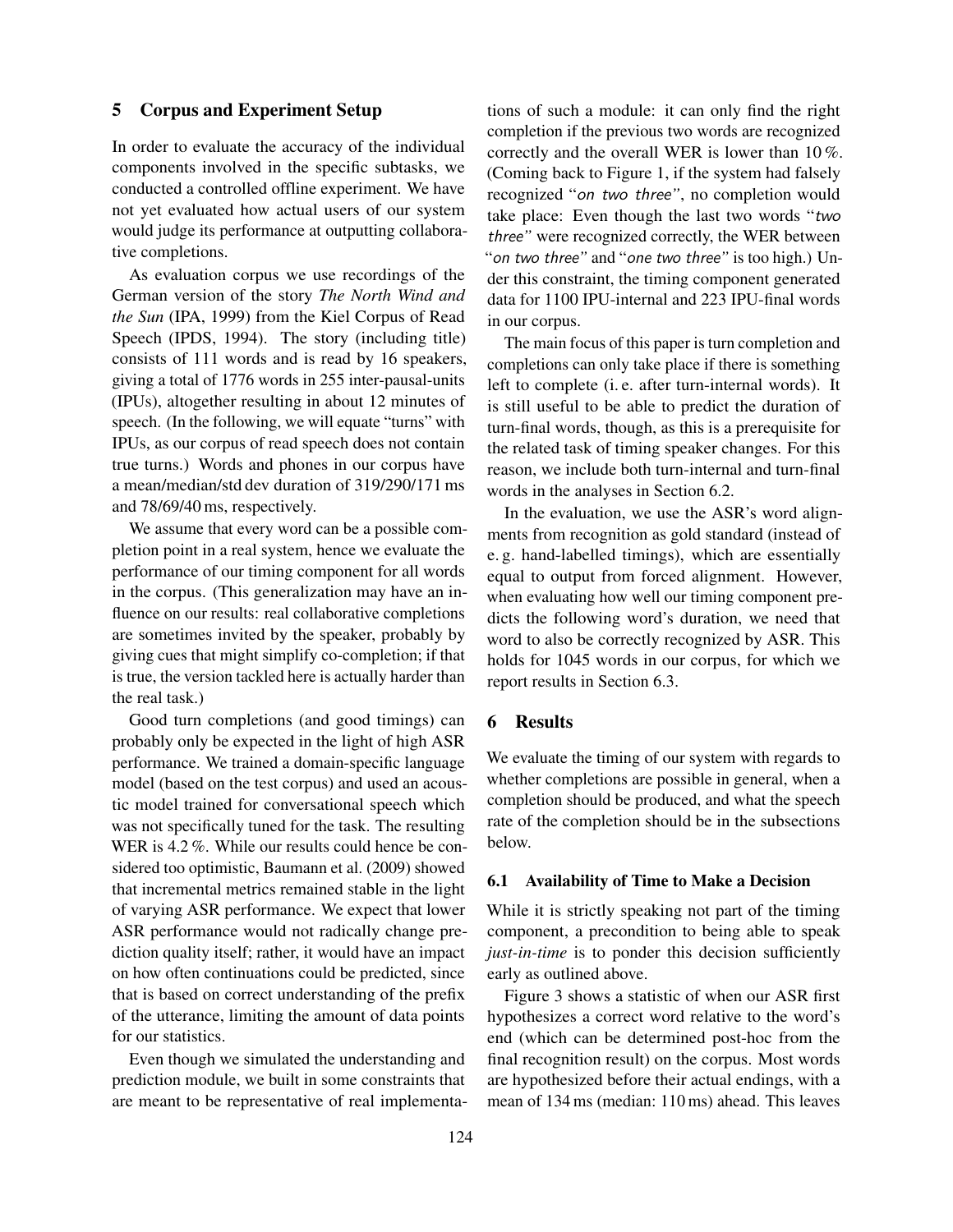## 5 Corpus and Experiment Setup

In order to evaluate the accuracy of the individual components involved in the specific subtasks, we conducted a controlled offline experiment. We have not yet evaluated how actual users of our system would judge its performance at outputting collaborative completions.

As evaluation corpus we use recordings of the German version of the story *The North Wind and the Sun* (IPA, 1999) from the Kiel Corpus of Read Speech (IPDS, 1994). The story (including title) consists of 111 words and is read by 16 speakers, giving a total of 1776 words in 255 inter-pausal-units (IPUs), altogether resulting in about 12 minutes of speech. (In the following, we will equate "turns" with IPUs, as our corpus of read speech does not contain true turns.) Words and phones in our corpus have a mean/median/std dev duration of 319/290/171 ms and 78/69/40 ms, respectively.

We assume that every word can be a possible completion point in a real system, hence we evaluate the performance of our timing component for all words in the corpus. (This generalization may have an influence on our results: real collaborative completions are sometimes invited by the speaker, probably by giving cues that might simplify co-completion; if that is true, the version tackled here is actually harder than the real task.)

Good turn completions (and good timings) can probably only be expected in the light of high ASR performance. We trained a domain-specific language model (based on the test corpus) and used an acoustic model trained for conversational speech which was not specifically tuned for the task. The resulting WER is 4.2 %. While our results could hence be considered too optimistic, Baumann et al. (2009) showed that incremental metrics remained stable in the light of varying ASR performance. We expect that lower ASR performance would not radically change prediction quality itself; rather, it would have an impact on how often continuations could be predicted, since that is based on correct understanding of the prefix of the utterance, limiting the amount of data points for our statistics.

Even though we simulated the understanding and prediction module, we built in some constraints that are meant to be representative of real implementations of such a module: it can only find the right completion if the previous two words are recognized correctly and the overall WER is lower than 10 %. (Coming back to Figure 1, if the system had falsely recognized "*on two three*", no completion would take place: Even though the last two words "*two three*" were recognized correctly, the WER between "*on two three*" and "*one two three*" is too high.) Under this constraint, the timing component generated data for 1100 IPU-internal and 223 IPU-final words in our corpus.

The main focus of this paper is turn completion and completions can only take place if there is something left to complete (i. e. after turn-internal words). It is still useful to be able to predict the duration of turn-final words, though, as this is a prerequisite for the related task of timing speaker changes. For this reason, we include both turn-internal and turn-final words in the analyses in Section 6.2.

In the evaluation, we use the ASR's word alignments from recognition as gold standard (instead of e. g. hand-labelled timings), which are essentially equal to output from forced alignment. However, when evaluating how well our timing component predicts the following word's duration, we need that word to also be correctly recognized by ASR. This holds for 1045 words in our corpus, for which we report results in Section 6.3.

## 6 Results

We evaluate the timing of our system with regards to whether completions are possible in general, when a completion should be produced, and what the speech rate of the completion should be in the subsections below.

### 6.1 Availability of Time to Make a Decision

While it is strictly speaking not part of the timing component, a precondition to being able to speak *just-in-time* is to ponder this decision sufficiently early as outlined above.

Figure 3 shows a statistic of when our ASR first hypothesizes a correct word relative to the word's end (which can be determined post-hoc from the final recognition result) on the corpus. Most words are hypothesized before their actual endings, with a mean of 134 ms (median: 110 ms) ahead. This leaves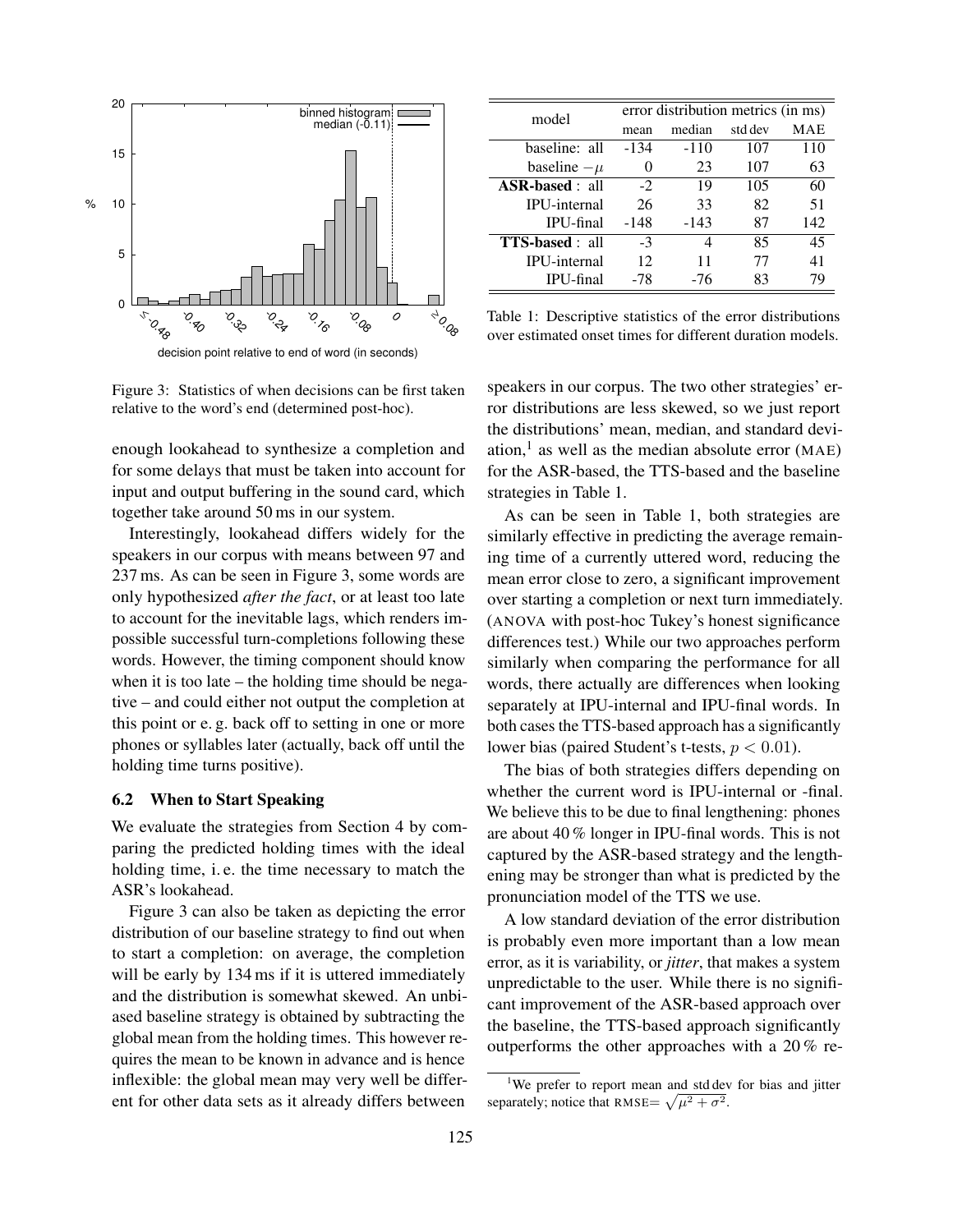Figure 3: Statistics of when decisions can be first taken relative to the word's end (determined post-hoc).

enough lookahead to synthesize a completion and for some delays that must be taken into account for input and output buffering in the sound card, which together take around 50 ms in our system.

Interestingly, lookahead differs widely for the speakers in our corpus with means between 97 and 237 ms. As can be seen in Figure 3, some words are only hypothesized *after the fact*, or at least too late to account for the inevitable lags, which renders impossible successful turn-completions following these words. However, the timing component should know when it is too late – the holding time should be negative – and could either not output the completion at this point or e. g. back off to setting in one or more phones or syllables later (actually, back off until the holding time turns positive).

### 6.2 When to Start Speaking

We evaluate the strategies from Section 4 by comparing the predicted holding times with the ideal holding time, i. e. the time necessary to match the ASR's lookahead.

Figure 3 can also be taken as depicting the error distribution of our baseline strategy to find out when to start a completion: on average, the completion will be early by 134 ms if it is uttered immediately and the distribution is somewhat skewed. An unbiased baseline strategy is obtained by subtracting the global mean from the holding times. This however requires the mean to be known in advance and is hence inflexible: the global mean may very well be different for other data sets as it already differs between speakers in our corpus. The two other strategies' error distributions are less skewed, so we just report the distributions' mean, median, and standard deviation,[1] as well as the median absolute error (MAE) for the ASR-based, the TTS-based and the baseline strategies in Table 1.

| model | error distribution metrics (in ms) | | | |
|---|---|---|---|---|
| | mean | median | std dev | MAE |
| baseline: all | -134 | -110 | 107 | 110 |
| baseline $-\mu$ | 0 | 23 | 107 | 63 |
| **ASR-based** : all | -2 | 19 | 105 | 60 |
| IPU-internal | 26 | 33 | 82 | 51 |
| IPU-final | -148 | -143 | 87 | 142 |
| **TTS-based** : all | -3 | 4 | 85 | 45 |
| IPU-internal | 12 | 11 | 77 | 41 |
| IPU-final | -78 | -76 | 83 | 79 |

Table 1: Descriptive statistics of the error distributions over estimated onset times for different duration models.

As can be seen in Table 1, both strategies are similarly effective in predicting the average remaining time of a currently uttered word, reducing the mean error close to zero, a significant improvement over starting a completion or next turn immediately. (ANOVA with post-hoc Tukey's honest significance differences test.) While our two approaches perform similarly when comparing the performance for all words, there actually are differences when looking separately at IPU-internal and IPU-final words. In both cases the TTS-based approach has a significantly lower bias (paired Student's t-tests, $p < 0.01$).

The bias of both strategies differs depending on whether the current word is IPU-internal or -final. We believe this to be due to final lengthening: phones are about 40 % longer in IPU-final words. This is not captured by the ASR-based strategy and the lengthening may be stronger than what is predicted by the pronunciation model of the TTS we use.

A low standard deviation of the error distribution is probably even more important than a low mean error, as it is variability, or *jitter*, that makes a system unpredictable to the user. While there is no significant improvement of the ASR-based approach over the baseline, the TTS-based approach significantly outperforms the other approaches with a 20 % re-

[1] We prefer to report mean and std dev for bias and jitter separately; notice that RMSE$= \sqrt{\mu^2 + \sigma^2}$.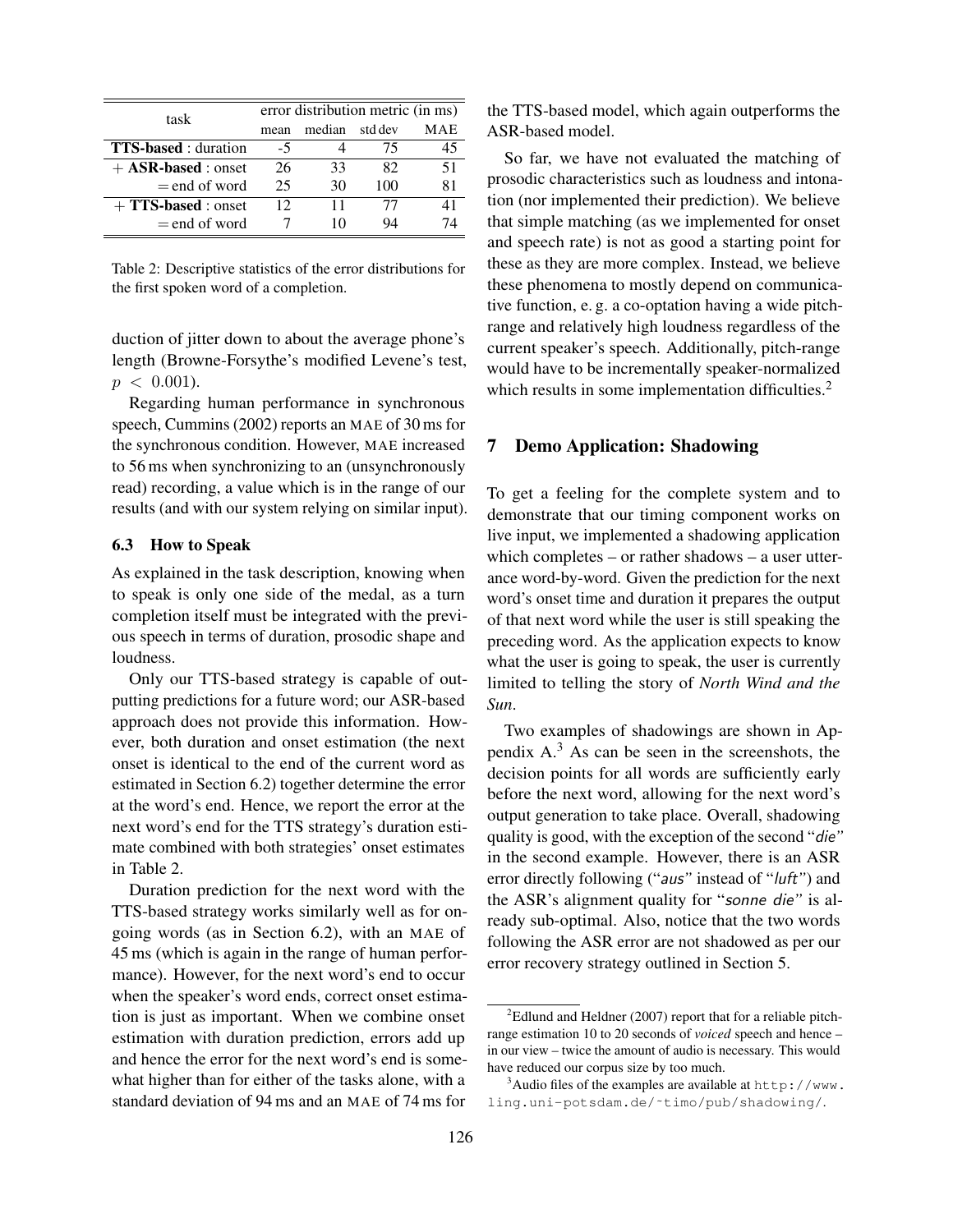| task | error distribution metric (in ms) | | | |
|---|---|---|---|---|
| | mean | median | std dev | MAE |
| **TTS-based** : duration | -5 | 4 | 75 | 45 |
| + **ASR-based** : onset | 26 | 33 | 82 | 51 |
| = end of word | 25 | 30 | 100 | 81 |
| + **TTS-based** : onset | 12 | 11 | 77 | 41 |
| = end of word | 7 | 10 | 94 | 74 |

Table 2: Descriptive statistics of the error distributions for the first spoken word of a completion.

duction of jitter down to about the average phone's length (Browne-Forsythe's modified Levene's test, $p < 0.001$).

Regarding human performance in synchronous speech, Cummins (2002) reports an MAE of 30 ms for the synchronous condition. However, MAE increased to 56 ms when synchronizing to an (unsynchronously read) recording, a value which is in the range of our results (and with our system relying on similar input).

### 6.3 How to Speak

As explained in the task description, knowing when to speak is only one side of the medal, as a turn completion itself must be integrated with the previous speech in terms of duration, prosodic shape and loudness.

Only our TTS-based strategy is capable of outputting predictions for a future word; our ASR-based approach does not provide this information. However, both duration and onset estimation (the next onset is identical to the end of the current word as estimated in Section 6.2) together determine the error at the word's end. Hence, we report the error at the next word's end for the TTS strategy's duration estimate combined with both strategies' onset estimates in Table 2.

Duration prediction for the next word with the TTS-based strategy works similarly well as for ongoing words (as in Section 6.2), with an MAE of 45 ms (which is again in the range of human performance). However, for the next word's end to occur when the speaker's word ends, correct onset estimation is just as important. When we combine onset estimation with duration prediction, errors add up and hence the error for the next word's end is somewhat higher than for either of the tasks alone, with a standard deviation of 94 ms and an MAE of 74 ms for the TTS-based model, which again outperforms the ASR-based model.

So far, we have not evaluated the matching of prosodic characteristics such as loudness and intonation (nor implemented their prediction). We believe that simple matching (as we implemented for onset and speech rate) is not as good a starting point for these as they are more complex. Instead, we believe these phenomena to mostly depend on communicative function, e. g. a co-optation having a wide pitch-range and relatively high loudness regardless of the current speaker's speech. Additionally, pitch-range would have to be incrementally speaker-normalized which results in some implementation difficulties.[2]

## 7 Demo Application: Shadowing

To get a feeling for the complete system and to demonstrate that our timing component works on live input, we implemented a shadowing application which completes – or rather shadows – a user utterance word-by-word. Given the prediction for the next word's onset time and duration it prepares the output of that next word while the user is still speaking the preceding word. As the application expects to know what the user is going to speak, the user is currently limited to telling the story of *North Wind and the Sun*.

Two examples of shadowings are shown in Appendix A.[3] As can be seen in the screenshots, the decision points for all words are sufficiently early before the next word, allowing for the next word's output generation to take place. Overall, shadowing quality is good, with the exception of the second "*die*" in the second example. However, there is an ASR error directly following ("*aus*" instead of "*luft*") and the ASR's alignment quality for "*sonne die*" is already sub-optimal. Also, notice that the two words following the ASR error are not shadowed as per our error recovery strategy outlined in Section 5.

[2] Edlund and Heldner (2007) report that for a reliable pitch-range estimation 10 to 20 seconds of *voiced* speech and hence – in our view – twice the amount of audio is necessary. This would have reduced our corpus size by too much.

[3] Audio files of the examples are available at http://www.ling.uni-potsdam.de/~timo/pub/shadowing/.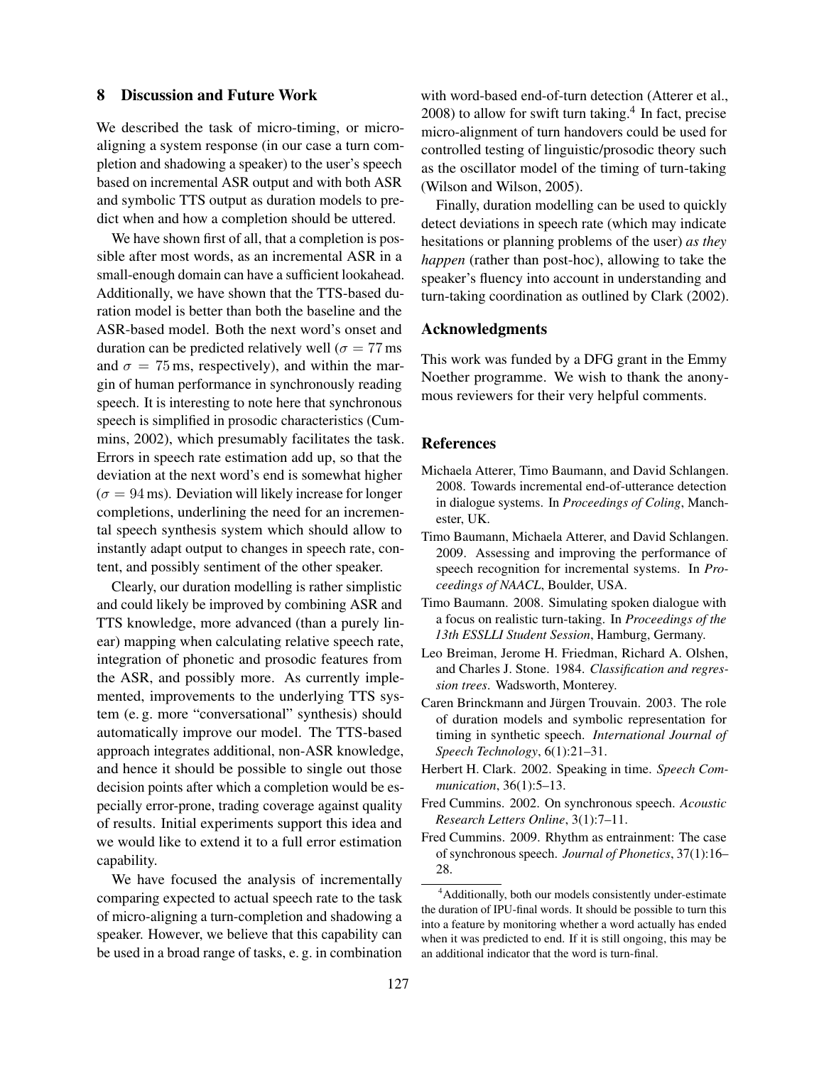## 8 Discussion and Future Work

We described the task of micro-timing, or micro-aligning a system response (in our case a turn completion and shadowing a speaker) to the user's speech based on incremental ASR output and with both ASR and symbolic TTS output as duration models to predict when and how a completion should be uttered.

We have shown first of all, that a completion is possible after most words, as an incremental ASR in a small-enough domain can have a sufficient lookahead. Additionally, we have shown that the TTS-based duration model is better than both the baseline and the ASR-based model. Both the next word's onset and duration can be predicted relatively well ($\sigma = 77$ ms and $\sigma = 75$ ms, respectively), and within the margin of human performance in synchronously reading speech. It is interesting to note here that synchronous speech is simplified in prosodic characteristics (Cummins, 2002), which presumably facilitates the task. Errors in speech rate estimation add up, so that the deviation at the next word's end is somewhat higher ($\sigma = 94$ ms). Deviation will likely increase for longer completions, underlining the need for an incremental speech synthesis system which should allow to instantly adapt output to changes in speech rate, content, and possibly sentiment of the other speaker.

Clearly, our duration modelling is rather simplistic and could likely be improved by combining ASR and TTS knowledge, more advanced (than a purely linear) mapping when calculating relative speech rate, integration of phonetic and prosodic features from the ASR, and possibly more. As currently implemented, improvements to the underlying TTS system (e. g. more "conversational" synthesis) should automatically improve our model. The TTS-based approach integrates additional, non-ASR knowledge, and hence it should be possible to single out those decision points after which a completion would be especially error-prone, trading coverage against quality of results. Initial experiments support this idea and we would like to extend it to a full error estimation capability.

We have focused the analysis of incrementally comparing expected to actual speech rate to the task of micro-aligning a turn-completion and shadowing a speaker. However, we believe that this capability can be used in a broad range of tasks, e. g. in combination with word-based end-of-turn detection (Atterer et al., 2008) to allow for swift turn taking.[4] In fact, precise micro-alignment of turn handovers could be used for controlled testing of linguistic/prosodic theory such as the oscillator model of the timing of turn-taking (Wilson and Wilson, 2005).

Finally, duration modelling can be used to quickly detect deviations in speech rate (which may indicate hesitations or planning problems of the user) *as they happen* (rather than post-hoc), allowing to take the speaker's fluency into account in understanding and turn-taking coordination as outlined by Clark (2002).

## Acknowledgments

This work was funded by a DFG grant in the Emmy Noether programme. We wish to thank the anonymous reviewers for their very helpful comments.

## References

Michaela Atterer, Timo Baumann, and David Schlangen. 2008. Towards incremental end-of-utterance detection in dialogue systems. In *Proceedings of Coling*, Manchester, UK.

Timo Baumann, Michaela Atterer, and David Schlangen. 2009. Assessing and improving the performance of speech recognition for incremental systems. In *Proceedings of NAACL*, Boulder, USA.

Timo Baumann. 2008. Simulating spoken dialogue with a focus on realistic turn-taking. In *Proceedings of the 13th ESSLLI Student Session*, Hamburg, Germany.

Leo Breiman, Jerome H. Friedman, Richard A. Olshen, and Charles J. Stone. 1984. *Classification and regression trees*. Wadsworth, Monterey.

Caren Brinckmann and Jürgen Trouvain. 2003. The role of duration models and symbolic representation for timing in synthetic speech. *International Journal of Speech Technology*, 6(1):21–31.

Herbert H. Clark. 2002. Speaking in time. *Speech Communication*, 36(1):5–13.

Fred Cummins. 2002. On synchronous speech. *Acoustic Research Letters Online*, 3(1):7–11.

Fred Cummins. 2009. Rhythm as entrainment: The case of synchronous speech. *Journal of Phonetics*, 37(1):16–28.

---

[4] Additionally, both our models consistently under-estimate the duration of IPU-final words. It should be possible to turn this into a feature by monitoring whether a word actually has ended when it was predicted to end. If it is still ongoing, this may be an additional indicator that the word is turn-final.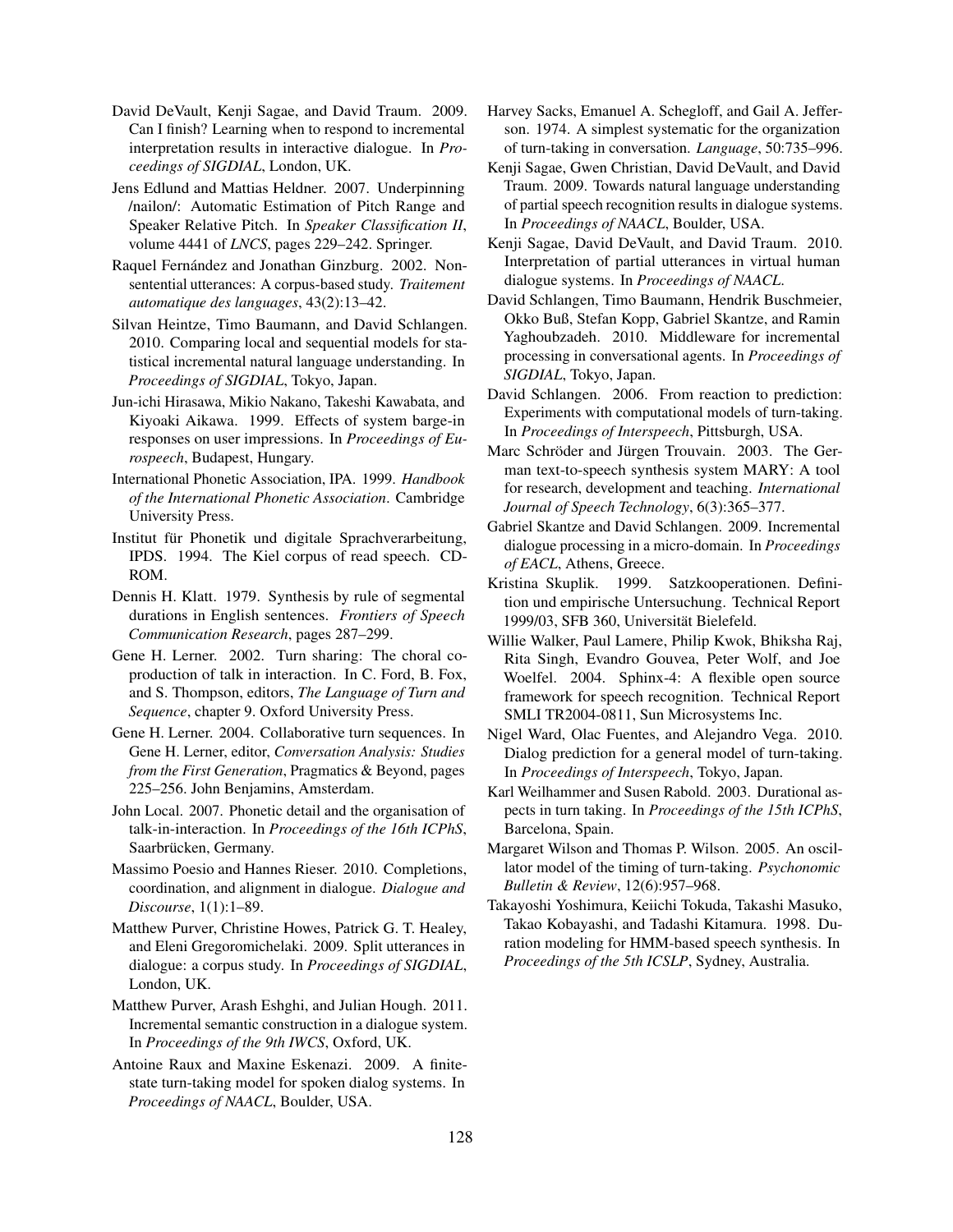David DeVault, Kenji Sagae, and David Traum. 2009. Can I finish? Learning when to respond to incremental interpretation results in interactive dialogue. In *Proceedings of SIGDIAL*, London, UK.

Jens Edlund and Mattias Heldner. 2007. Underpinning /nailon/: Automatic Estimation of Pitch Range and Speaker Relative Pitch. In *Speaker Classification II*, volume 4441 of *LNCS*, pages 229–242. Springer.

Raquel Fernández and Jonathan Ginzburg. 2002. Non-sentential utterances: A corpus-based study. *Traitement automatique des languages*, 43(2):13–42.

Silvan Heintze, Timo Baumann, and David Schlangen. 2010. Comparing local and sequential models for statistical incremental natural language understanding. In *Proceedings of SIGDIAL*, Tokyo, Japan.

Jun-ichi Hirasawa, Mikio Nakano, Takeshi Kawabata, and Kiyoaki Aikawa. 1999. Effects of system barge-in responses on user impressions. In *Proceedings of Eurospeech*, Budapest, Hungary.

International Phonetic Association, IPA. 1999. *Handbook of the International Phonetic Association*. Cambridge University Press.

Institut für Phonetik und digitale Sprachverarbeitung, IPDS. 1994. The Kiel corpus of read speech. CD-ROM.

Dennis H. Klatt. 1979. Synthesis by rule of segmental durations in English sentences. *Frontiers of Speech Communication Research*, pages 287–299.

Gene H. Lerner. 2002. Turn sharing: The choral co-production of talk in interaction. In C. Ford, B. Fox, and S. Thompson, editors, *The Language of Turn and Sequence*, chapter 9. Oxford University Press.

Gene H. Lerner. 2004. Collaborative turn sequences. In Gene H. Lerner, editor, *Conversation Analysis: Studies from the First Generation*, Pragmatics & Beyond, pages 225–256. John Benjamins, Amsterdam.

John Local. 2007. Phonetic detail and the organisation of talk-in-interaction. In *Proceedings of the 16th ICPhS*, Saarbrücken, Germany.

Massimo Poesio and Hannes Rieser. 2010. Completions, coordination, and alignment in dialogue. *Dialogue and Discourse*, 1(1):1–89.

Matthew Purver, Christine Howes, Patrick G. T. Healey, and Eleni Gregoromichelaki. 2009. Split utterances in dialogue: a corpus study. In *Proceedings of SIGDIAL*, London, UK.

Matthew Purver, Arash Eshghi, and Julian Hough. 2011. Incremental semantic construction in a dialogue system. In *Proceedings of the 9th IWCS*, Oxford, UK.

Antoine Raux and Maxine Eskenazi. 2009. A finite-state turn-taking model for spoken dialog systems. In *Proceedings of NAACL*, Boulder, USA.

Harvey Sacks, Emanuel A. Schegloff, and Gail A. Jefferson. 1974. A simplest systematic for the organization of turn-taking in conversation. *Language*, 50:735–996.

Kenji Sagae, Gwen Christian, David DeVault, and David Traum. 2009. Towards natural language understanding of partial speech recognition results in dialogue systems. In *Proceedings of NAACL*, Boulder, USA.

Kenji Sagae, David DeVault, and David Traum. 2010. Interpretation of partial utterances in virtual human dialogue systems. In *Proceedings of NAACL*.

David Schlangen, Timo Baumann, Hendrik Buschmeier, Okko Buß, Stefan Kopp, Gabriel Skantze, and Ramin Yaghoubzadeh. 2010. Middleware for incremental processing in conversational agents. In *Proceedings of SIGDIAL*, Tokyo, Japan.

David Schlangen. 2006. From reaction to prediction: Experiments with computational models of turn-taking. In *Proceedings of Interspeech*, Pittsburgh, USA.

Marc Schröder and Jürgen Trouvain. 2003. The German text-to-speech synthesis system MARY: A tool for research, development and teaching. *International Journal of Speech Technology*, 6(3):365–377.

Gabriel Skantze and David Schlangen. 2009. Incremental dialogue processing in a micro-domain. In *Proceedings of EACL*, Athens, Greece.

Kristina Skuplik. 1999. Satzkooperationen. Definition und empirische Untersuchung. Technical Report 1999/03, SFB 360, Universität Bielefeld.

Willie Walker, Paul Lamere, Philip Kwok, Bhiksha Raj, Rita Singh, Evandro Gouvea, Peter Wolf, and Joe Woelfel. 2004. Sphinx-4: A flexible open source framework for speech recognition. Technical Report SMLI TR2004-0811, Sun Microsystems Inc.

Nigel Ward, Olac Fuentes, and Alejandro Vega. 2010. Dialog prediction for a general model of turn-taking. In *Proceedings of Interspeech*, Tokyo, Japan.

Karl Weilhammer and Susen Rabold. 2003. Durational aspects in turn taking. In *Proceedings of the 15th ICPhS*, Barcelona, Spain.

Margaret Wilson and Thomas P. Wilson. 2005. An oscillator model of the timing of turn-taking. *Psychonomic Bulletin & Review*, 12(6):957–968.

Takayoshi Yoshimura, Keiichi Tokuda, Takashi Masuko, Takao Kobayashi, and Tadashi Kitamura. 1998. Duration modeling for HMM-based speech synthesis. In *Proceedings of the 5th ICSLP*, Sydney, Australia.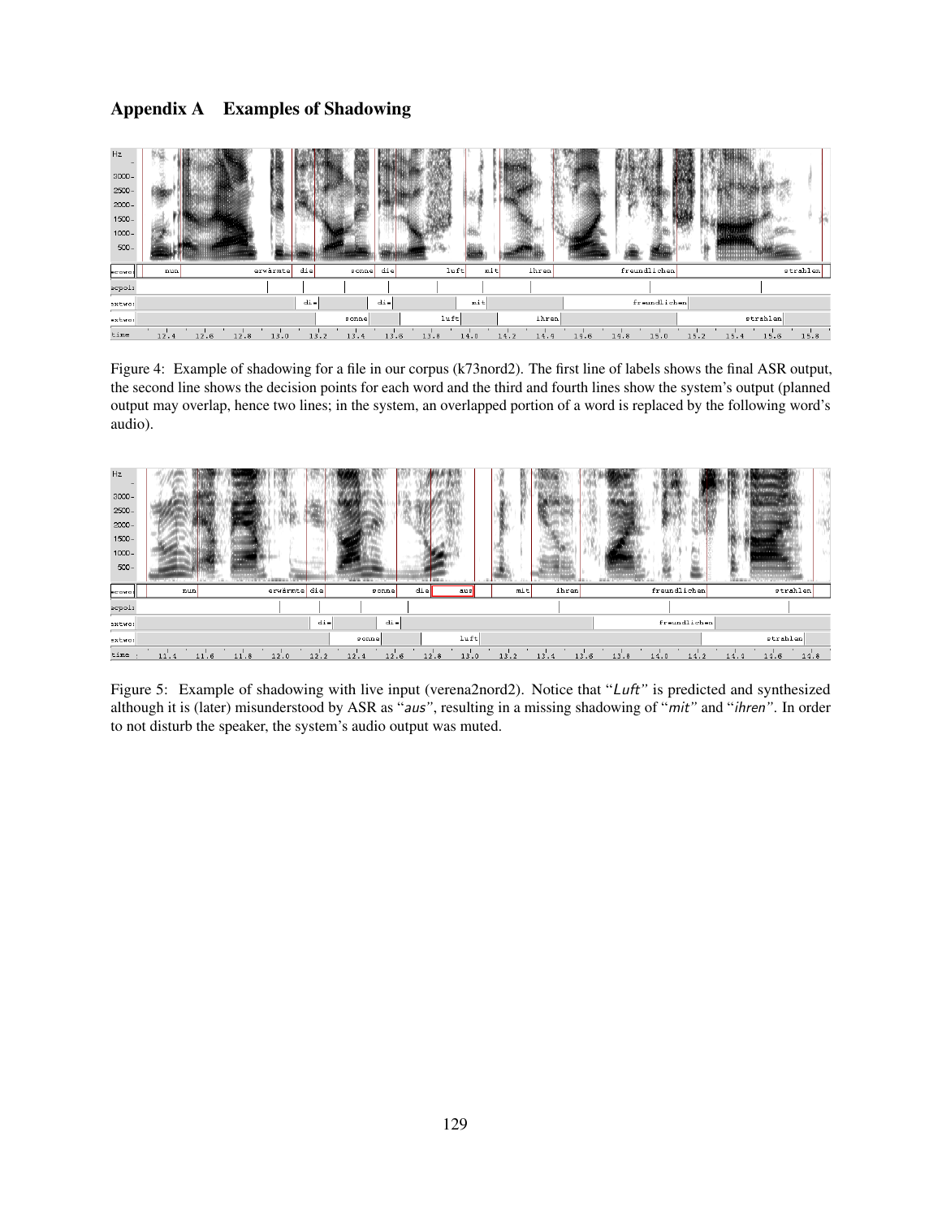## Appendix A Examples of Shadowing

Hz
3000
2500
2000
1500
1000
500

nun erwärmte die sonne die luft mit ihren freundlichen strahlen

die die mit freundlichen
sonne luft ihren strahlen

time 12.4 12.6 12.8 13.0 13.2 13.4 13.6 13.8 14.0 14.2 14.4 14.6 14.8 15.0 15.2 15.4 15.6 15.8

Figure 4: Example of shadowing for a file in our corpus (k73nord2). The first line of labels shows the final ASR output, the second line shows the decision points for each word and the third and fourth lines show the system's output (planned output may overlap, hence two lines; in the system, an overlapped portion of a word is replaced by the following word's audio).

Hz
3000
2500
2000
1500
1000
500

nun erwärmte die sonne die aus mit ihren freundlichen strahlen

die die freundlichen
sonne luft strahlen

time 11.4 11.6 11.8 12.0 12.2 12.4 12.6 12.8 13.0 13.2 13.4 13.6 13.8 14.0 14.2 14.4 14.6 14.8

Figure 5: Example of shadowing with live input (verena2nord2). Notice that "*Luft*" is predicted and synthesized although it is (later) misunderstood by ASR as "*aus*", resulting in a missing shadowing of "*mit*" and "*ihren*". In order to not disturb the speaker, the system's audio output was muted.